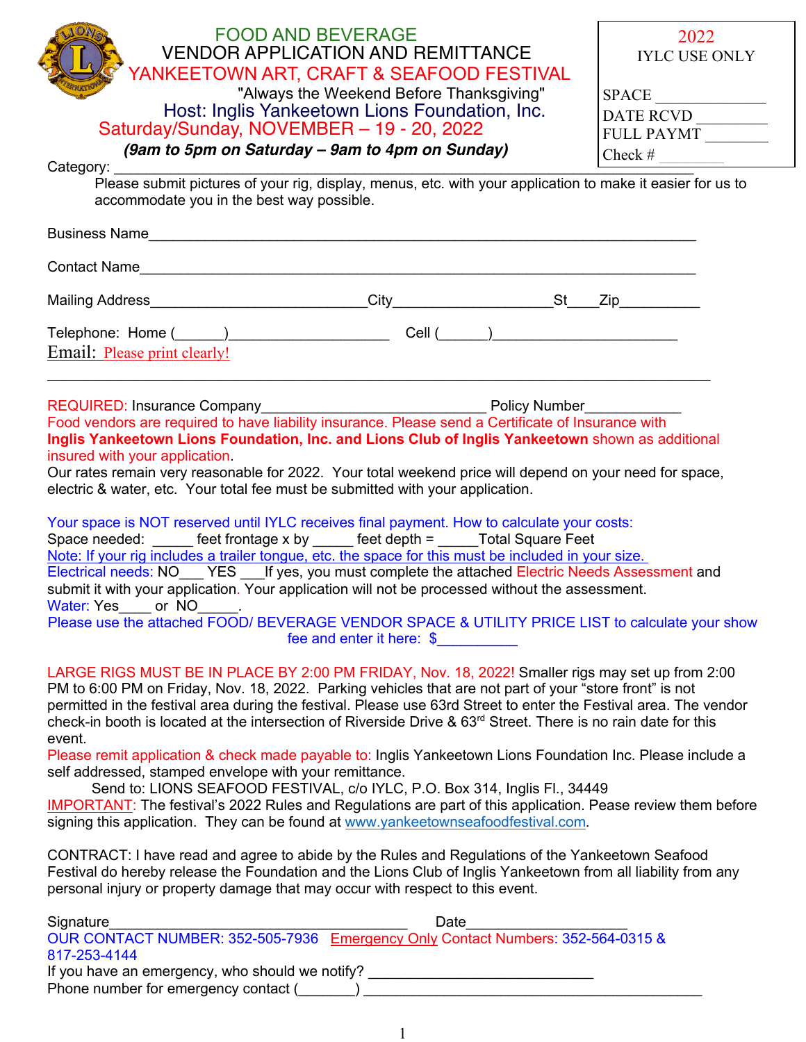# FOOD AND BEVERAGE
# VENDOR APPLICATION AND REMITTANCE
# YANKEETOWN ART, CRAFT & SEAFOOD FESTIVAL

"Always the Weekend Before Thanksgiving"

## Host: Inglis Yankeetown Lions Foundation, Inc.

## Saturday/Sunday, NOVEMBER – 19 - 20, 2022

***(9am to 5pm on Saturday – 9am to 4pm on Sunday)***

| 2022 IYLC USE ONLY |
|---|
| SPACE ______________ |
| DATE RCVD _________ |
| FULL PAYMT ________ |
| Check # ________ |

Category: ____________________________________________________________

Please submit pictures of your rig, display, menus, etc. with your application to make it easier for us to accommodate you in the best way possible.

Business Name____________________________________________________________

Contact Name____________________________________________________________

Mailing Address__________________________City___________________St____Zip__________

Telephone: Home (______)____________________ Cell (______)_______________________

Email: Please print clearly!

________________________________________________________________________________

REQUIRED: Insurance Company___________________________ Policy Number____________

Food vendors are required to have liability insurance. Please send a Certificate of Insurance with **Inglis Yankeetown Lions Foundation, Inc. and Lions Club of Inglis Yankeetown** shown as additional insured with your application.

Our rates remain very reasonable for 2022. Your total weekend price will depend on your need for space, electric & water, etc. Your total fee must be submitted with your application.

Your space is NOT reserved until IYLC receives final payment. How to calculate your costs:

Space needed: _____ feet frontage x by _____ feet depth = _____Total Square Feet

Note: If your rig includes a trailer tongue, etc. the space for this must be included in your size.

Electrical needs: NO___ YES ___If yes, you must complete the attached Electric Needs Assessment and submit it with your application. Your application will not be processed without the assessment.

Water: Yes____ or NO_____.

Please use the attached FOOD/ BEVERAGE VENDOR SPACE & UTILITY PRICE LIST to calculate your show fee and enter it here: $__________

LARGE RIGS MUST BE IN PLACE BY 2:00 PM FRIDAY, Nov. 18, 2022! Smaller rigs may set up from 2:00 PM to 6:00 PM on Friday, Nov. 18, 2022. Parking vehicles that are not part of your "store front" is not permitted in the festival area during the festival. Please use 63rd Street to enter the Festival area. The vendor check-in booth is located at the intersection of Riverside Drive & 63rd Street. There is no rain date for this event.

Please remit application & check made payable to: Inglis Yankeetown Lions Foundation Inc. Please include a self addressed, stamped envelope with your remittance.

Send to: LIONS SEAFOOD FESTIVAL, c/o IYLC, P.O. Box 314, Inglis Fl., 34449

IMPORTANT: The festival's 2022 Rules and Regulations are part of this application. Pease review them before signing this application. They can be found at www.yankeetownseafoodfestival.com.

CONTRACT: I have read and agree to abide by the Rules and Regulations of the Yankeetown Seafood Festival do hereby release the Foundation and the Lions Club of Inglis Yankeetown from all liability from any personal injury or property damage that may occur with respect to this event.

Signature____________________________________ Date____________________

OUR CONTACT NUMBER: 352-505-7936 Emergency Only Contact Numbers: 352-564-0315 & 817-253-4144

If you have an emergency, who should we notify? ___________________________

Phone number for emergency contact (_______) _________________________________________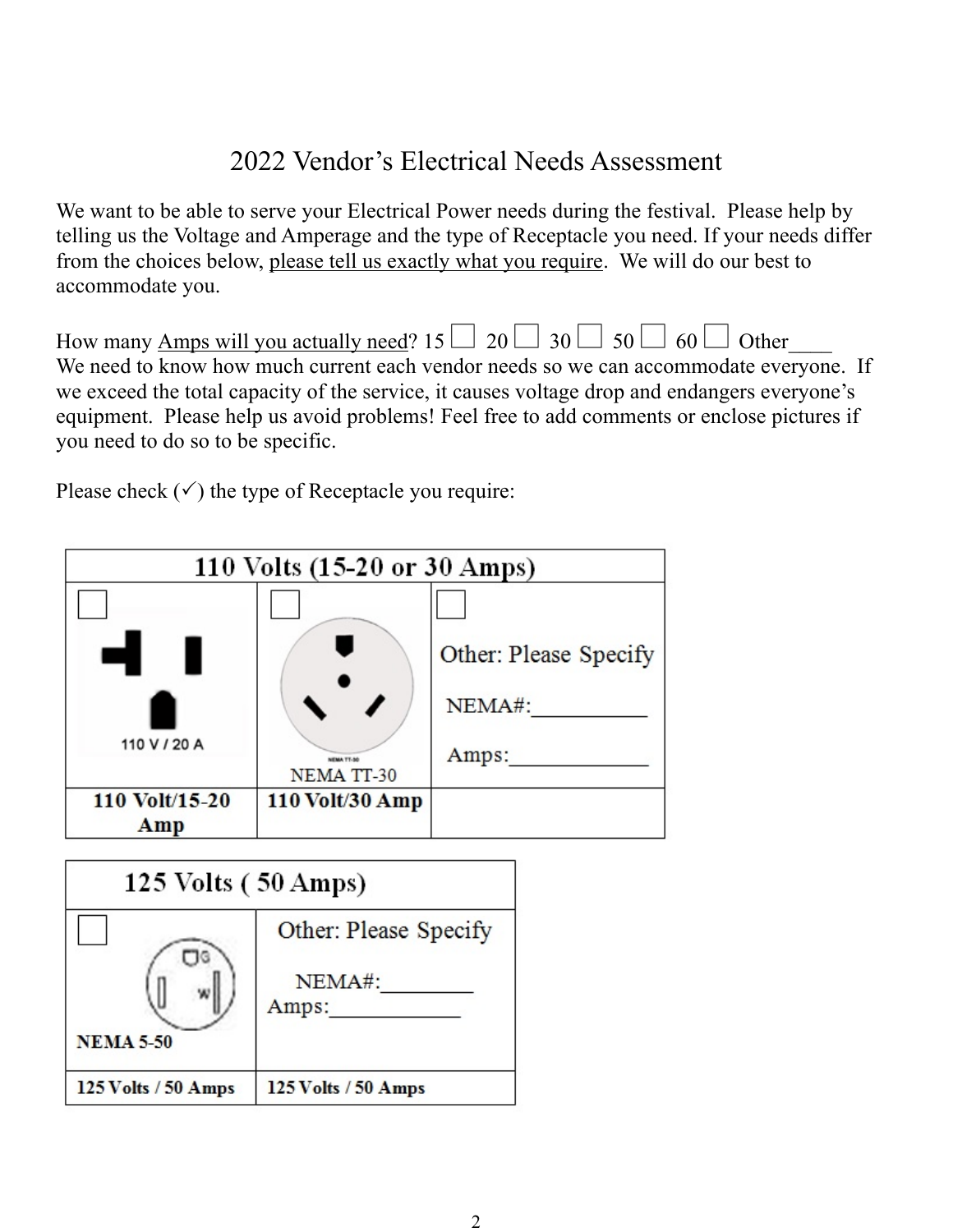# 2022 Vendor's Electrical Needs Assessment

We want to be able to serve your Electrical Power needs during the festival. Please help by telling us the Voltage and Amperage and the type of Receptacle you need. If your needs differ from the choices below, <u>please tell us exactly what you require</u>. We will do our best to accommodate you.

How many <u>Amps will you actually need</u>? 15 ☐ 20 ☐ 30 ☐ 50 ☐ 60 ☐ Other____
We need to know how much current each vendor needs so we can accommodate everyone. If we exceed the total capacity of the service, it causes voltage drop and endangers everyone's equipment. Please help us avoid problems! Feel free to add comments or enclose pictures if you need to do so to be specific.

Please check (✓) the type of Receptacle you require:

| 110 Volts (15-20 or 30 Amps) | | |
|---|---|---|
| ☐ 110 V / 20 A | ☐ NEMA TT-30 | ☐ Other: Please Specify<br>NEMA#:___________<br>Amps:_____________ |
| **110 Volt/15-20 Amp** | **110 Volt/30 Amp** | |

| 125 Volts ( 50 Amps) | |
|---|---|
| ☐ NEMA 5-50 | Other: Please Specify<br>NEMA#:_________<br>Amps:____________ |
| **125 Volts / 50 Amps** | **125 Volts / 50 Amps** |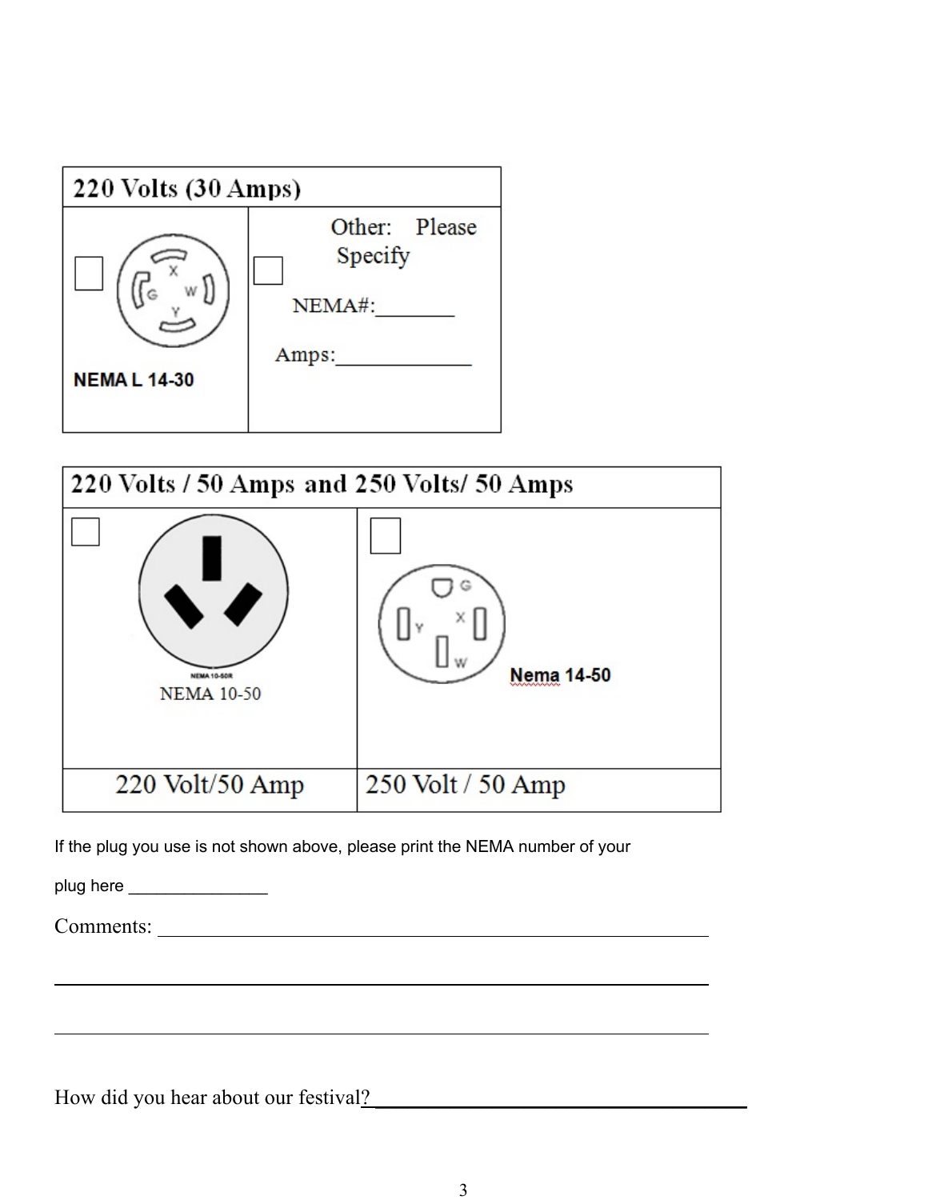| 220 Volts (30 Amps) | |
|---|---|
| ☐ NEMA L 14-30 | ☐ Other: Please Specify<br>NEMA#:________<br>Amps:_____________ |

| 220 Volts / 50 Amps and 250 Volts/ 50 Amps | |
|---|---|
| ☐ NEMA 10-50R<br>NEMA 10-50 | ☐ Nema 14-50 |
| 220 Volt/50 Amp | 250 Volt / 50 Amp |

If the plug you use is not shown above, please print the NEMA number of your plug here _______________

Comments: ___________________________________________________________

_____________________________________________________________________

_____________________________________________________________________

How did you hear about our festival?_____________________________________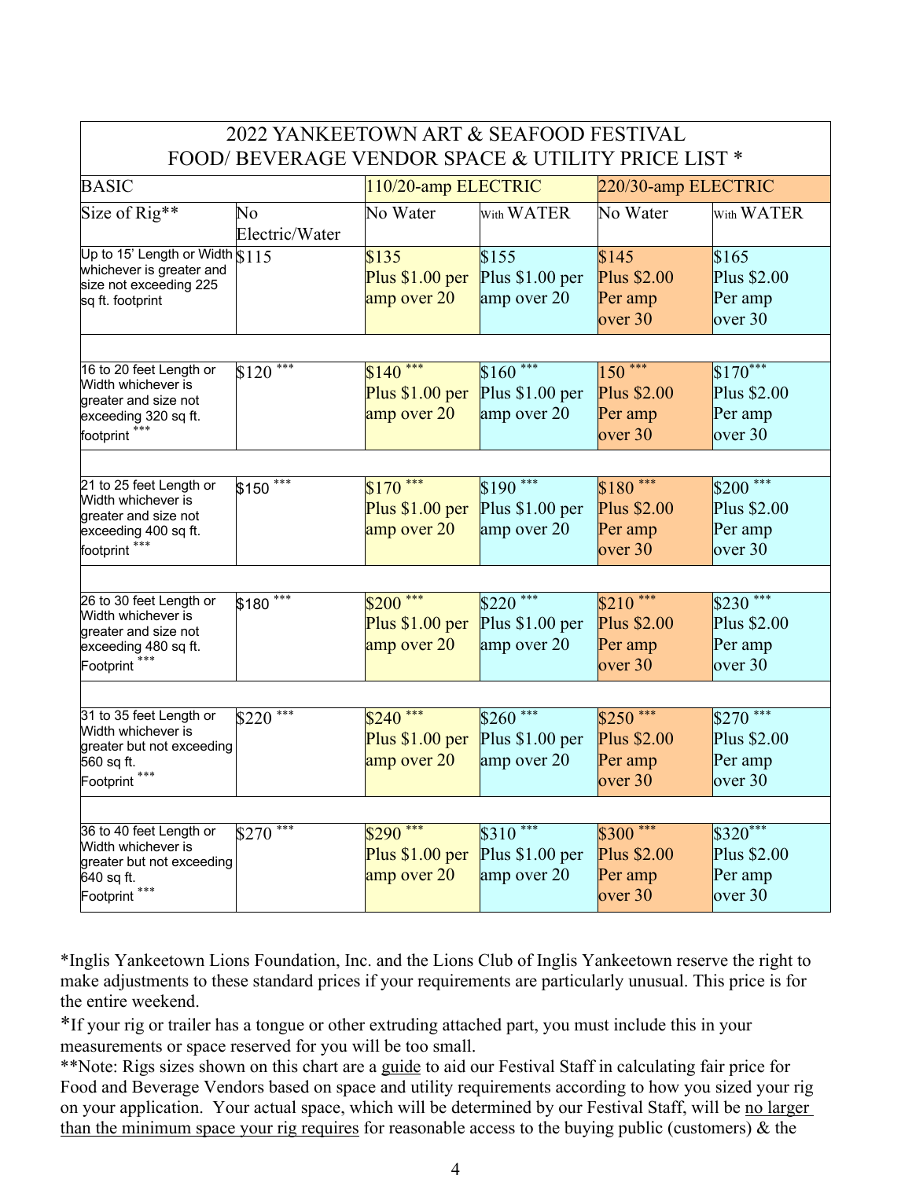| 2022 YANKEETOWN ART & SEAFOOD FESTIVAL<br>FOOD/ BEVERAGE VENDOR SPACE & UTILITY PRICE LIST * | | | | | |
|---|---|---|---|---|---|
| BASIC | | 110/20-amp ELECTRIC | | 220/30-amp ELECTRIC | |
| Size of Rig** | No Electric/Water | No Water | With WATER | No Water | With WATER |
| Up to 15' Length or Width whichever is greater and size not exceeding 225 sq ft. footprint | $115 | $135 Plus $1.00 per amp over 20 | $155 Plus $1.00 per amp over 20 | $145 Plus $2.00 Per amp over 30 | $165 Plus $2.00 Per amp over 30 |
| 16 to 20 feet Length or Width whichever is greater and size not exceeding 320 sq ft. footprint *** | $120 *** | $140 *** Plus $1.00 per amp over 20 | $160 *** Plus $1.00 per amp over 20 | 150 *** Plus $2.00 Per amp over 30 | $170*** Plus $2.00 Per amp over 30 |
| 21 to 25 feet Length or Width whichever is greater and size not exceeding 400 sq ft. footprint *** | $150 *** | $170 *** Plus $1.00 per amp over 20 | $190 *** Plus $1.00 per amp over 20 | $180 *** Plus $2.00 Per amp over 30 | $200 *** Plus $2.00 Per amp over 30 |
| 26 to 30 feet Length or Width whichever is greater and size not exceeding 480 sq ft. Footprint *** | $180 *** | $200 *** Plus $1.00 per amp over 20 | $220 *** Plus $1.00 per amp over 20 | $210 *** Plus $2.00 Per amp over 30 | $230 *** Plus $2.00 Per amp over 30 |
| 31 to 35 feet Length or Width whichever is greater but not exceeding 560 sq ft. Footprint *** | $220 *** | $240 *** Plus $1.00 per amp over 20 | $260 *** Plus $1.00 per amp over 20 | $250 *** Plus $2.00 Per amp over 30 | $270 *** Plus $2.00 Per amp over 30 |
| 36 to 40 feet Length or Width whichever is greater but not exceeding 640 sq ft. Footprint *** | $270 *** | $290 *** Plus $1.00 per amp over 20 | $310 *** Plus $1.00 per amp over 20 | $300 *** Plus $2.00 Per amp over 30 | $320*** Plus $2.00 Per amp over 30 |

*Inglis Yankeetown Lions Foundation, Inc. and the Lions Club of Inglis Yankeetown reserve the right to make adjustments to these standard prices if your requirements are particularly unusual. This price is for the entire weekend.

*If your rig or trailer has a tongue or other extruding attached part, you must include this in your measurements or space reserved for you will be too small.

**Note: Rigs sizes shown on this chart are a <u>guide</u> to aid our Festival Staff in calculating fair price for Food and Beverage Vendors based on space and utility requirements according to how you sized your rig on your application. Your actual space, which will be determined by our Festival Staff, will be <u>no larger than the minimum space your rig requires</u> for reasonable access to the buying public (customers) & the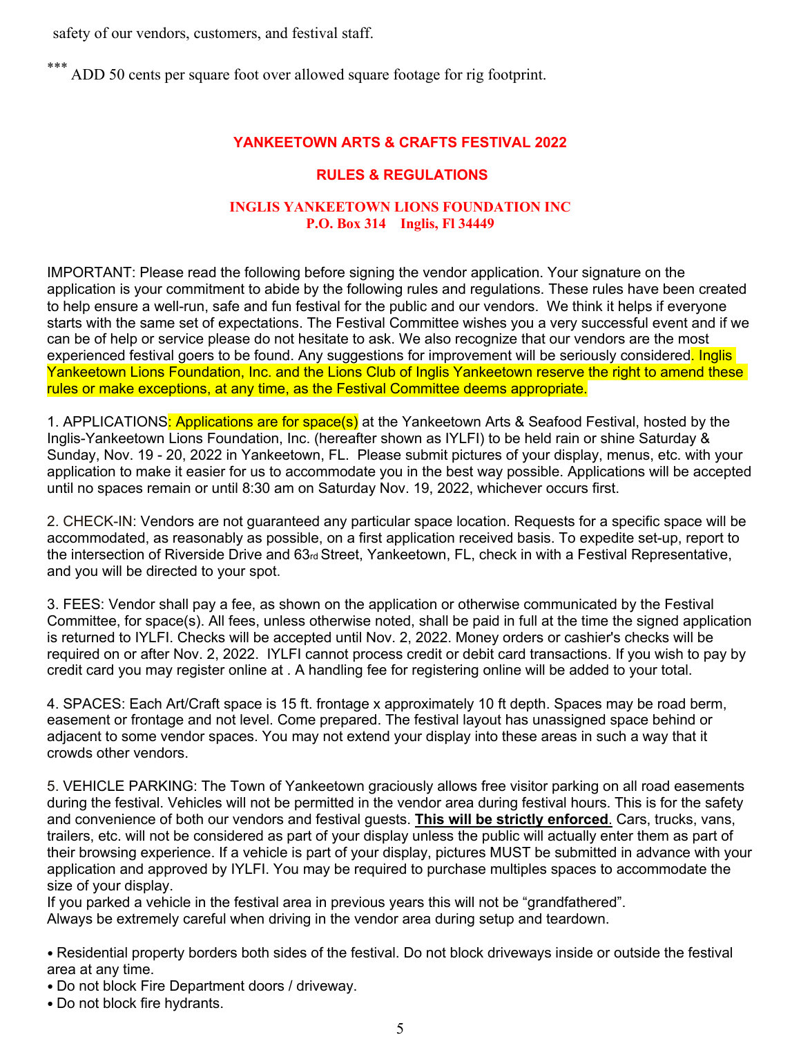safety of our vendors, customers, and festival staff.

*** ADD 50 cents per square foot over allowed square footage for rig footprint.

## YANKEETOWN ARTS & CRAFTS FESTIVAL 2022

## RULES & REGULATIONS

### INGLIS YANKEETOWN LIONS FOUNDATION INC
### P.O. Box 314 Inglis, Fl 34449

IMPORTANT: Please read the following before signing the vendor application. Your signature on the application is your commitment to abide by the following rules and regulations. These rules have been created to help ensure a well-run, safe and fun festival for the public and our vendors. We think it helps if everyone starts with the same set of expectations. The Festival Committee wishes you a very successful event and if we can be of help or service please do not hesitate to ask. We also recognize that our vendors are the most experienced festival goers to be found. Any suggestions for improvement will be seriously considered. Inglis Yankeetown Lions Foundation, Inc. and the Lions Club of Inglis Yankeetown reserve the right to amend these rules or make exceptions, at any time, as the Festival Committee deems appropriate.

1. APPLICATIONS: Applications are for space(s) at the Yankeetown Arts & Seafood Festival, hosted by the Inglis-Yankeetown Lions Foundation, Inc. (hereafter shown as IYLFI) to be held rain or shine Saturday & Sunday, Nov. 19 - 20, 2022 in Yankeetown, FL. Please submit pictures of your display, menus, etc. with your application to make it easier for us to accommodate you in the best way possible. Applications will be accepted until no spaces remain or until 8:30 am on Saturday Nov. 19, 2022, whichever occurs first.

2. CHECK-IN: Vendors are not guaranteed any particular space location. Requests for a specific space will be accommodated, as reasonably as possible, on a first application received basis. To expedite set-up, report to the intersection of Riverside Drive and 63rd Street, Yankeetown, FL, check in with a Festival Representative, and you will be directed to your spot.

3. FEES: Vendor shall pay a fee, as shown on the application or otherwise communicated by the Festival Committee, for space(s). All fees, unless otherwise noted, shall be paid in full at the time the signed application is returned to IYLFI. Checks will be accepted until Nov. 2, 2022. Money orders or cashier's checks will be required on or after Nov. 2, 2022. IYLFI cannot process credit or debit card transactions. If you wish to pay by credit card you may register online at . A handling fee for registering online will be added to your total.

4. SPACES: Each Art/Craft space is 15 ft. frontage x approximately 10 ft depth. Spaces may be road berm, easement or frontage and not level. Come prepared. The festival layout has unassigned space behind or adjacent to some vendor spaces. You may not extend your display into these areas in such a way that it crowds other vendors.

5. VEHICLE PARKING: The Town of Yankeetown graciously allows free visitor parking on all road easements during the festival. Vehicles will not be permitted in the vendor area during festival hours. This is for the safety and convenience of both our vendors and festival guests. **This will be strictly enforced.** Cars, trucks, vans, trailers, etc. will not be considered as part of your display unless the public will actually enter them as part of their browsing experience. If a vehicle is part of your display, pictures MUST be submitted in advance with your application and approved by IYLFI. You may be required to purchase multiples spaces to accommodate the size of your display.
If you parked a vehicle in the festival area in previous years this will not be "grandfathered".
Always be extremely careful when driving in the vendor area during setup and teardown.

- Residential property borders both sides of the festival. Do not block driveways inside or outside the festival area at any time.
- Do not block Fire Department doors / driveway.
- Do not block fire hydrants.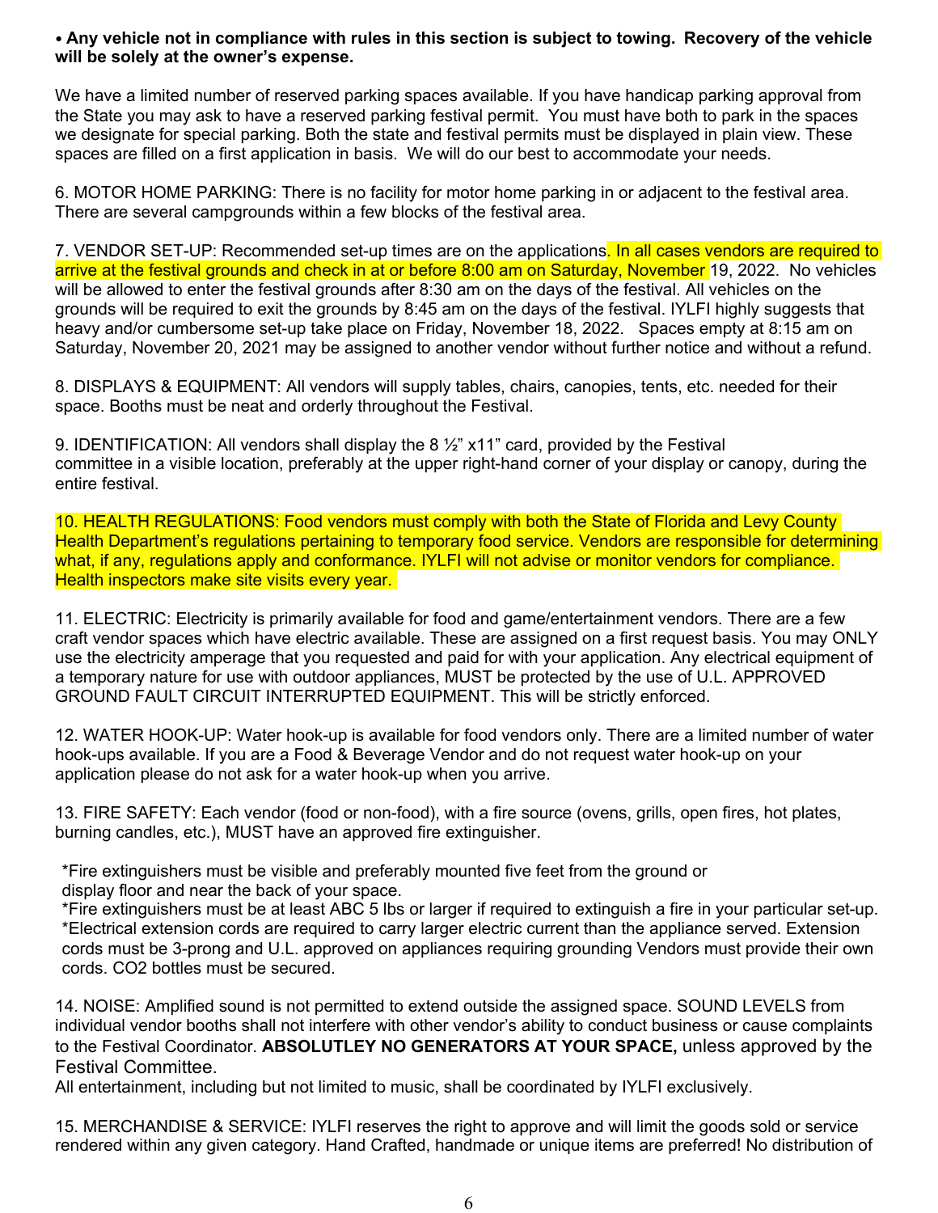**• Any vehicle not in compliance with rules in this section is subject to towing. Recovery of the vehicle will be solely at the owner's expense.**

We have a limited number of reserved parking spaces available. If you have handicap parking approval from the State you may ask to have a reserved parking festival permit. You must have both to park in the spaces we designate for special parking. Both the state and festival permits must be displayed in plain view. These spaces are filled on a first application in basis. We will do our best to accommodate your needs.

6. MOTOR HOME PARKING: There is no facility for motor home parking in or adjacent to the festival area. There are several campgrounds within a few blocks of the festival area.

7. VENDOR SET-UP: Recommended set-up times are on the applications. In all cases vendors are required to arrive at the festival grounds and check in at or before 8:00 am on Saturday, November 19, 2022. No vehicles will be allowed to enter the festival grounds after 8:30 am on the days of the festival. All vehicles on the grounds will be required to exit the grounds by 8:45 am on the days of the festival. IYLFI highly suggests that heavy and/or cumbersome set-up take place on Friday, November 18, 2022. Spaces empty at 8:15 am on Saturday, November 20, 2021 may be assigned to another vendor without further notice and without a refund.

8. DISPLAYS & EQUIPMENT: All vendors will supply tables, chairs, canopies, tents, etc. needed for their space. Booths must be neat and orderly throughout the Festival.

9. IDENTIFICATION: All vendors shall display the 8 ½" x11" card, provided by the Festival committee in a visible location, preferably at the upper right-hand corner of your display or canopy, during the entire festival.

10. HEALTH REGULATIONS: Food vendors must comply with both the State of Florida and Levy County Health Department's regulations pertaining to temporary food service. Vendors are responsible for determining what, if any, regulations apply and conformance. IYLFI will not advise or monitor vendors for compliance. Health inspectors make site visits every year.

11. ELECTRIC: Electricity is primarily available for food and game/entertainment vendors. There are a few craft vendor spaces which have electric available. These are assigned on a first request basis. You may ONLY use the electricity amperage that you requested and paid for with your application. Any electrical equipment of a temporary nature for use with outdoor appliances, MUST be protected by the use of U.L. APPROVED GROUND FAULT CIRCUIT INTERRUPTED EQUIPMENT. This will be strictly enforced.

12. WATER HOOK-UP: Water hook-up is available for food vendors only. There are a limited number of water hook-ups available. If you are a Food & Beverage Vendor and do not request water hook-up on your application please do not ask for a water hook-up when you arrive.

13. FIRE SAFETY: Each vendor (food or non-food), with a fire source (ovens, grills, open fires, hot plates, burning candles, etc.), MUST have an approved fire extinguisher.

*Fire extinguishers must be visible and preferably mounted five feet from the ground or display floor and near the back of your space.
*Fire extinguishers must be at least ABC 5 lbs or larger if required to extinguish a fire in your particular set-up.
*Electrical extension cords are required to carry larger electric current than the appliance served. Extension cords must be 3-prong and U.L. approved on appliances requiring grounding Vendors must provide their own cords. $CO_2$ bottles must be secured.

14. NOISE: Amplified sound is not permitted to extend outside the assigned space. SOUND LEVELS from individual vendor booths shall not interfere with other vendor's ability to conduct business or cause complaints to the Festival Coordinator. **ABSOLUTLEY NO GENERATORS AT YOUR SPACE,** unless approved by the Festival Committee.
All entertainment, including but not limited to music, shall be coordinated by IYLFI exclusively.

15. MERCHANDISE & SERVICE: IYLFI reserves the right to approve and will limit the goods sold or service rendered within any given category. Hand Crafted, handmade or unique items are preferred! No distribution of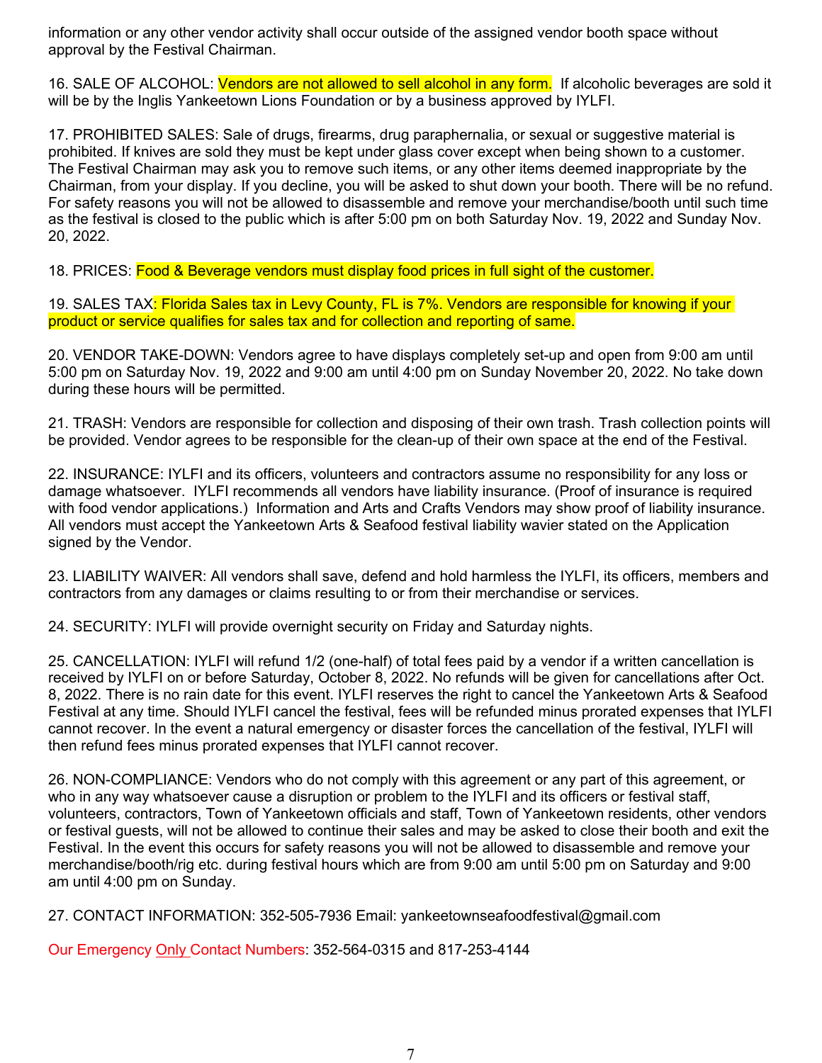information or any other vendor activity shall occur outside of the assigned vendor booth space without approval by the Festival Chairman.

16. SALE OF ALCOHOL: Vendors are not allowed to sell alcohol in any form. If alcoholic beverages are sold it will be by the Inglis Yankeetown Lions Foundation or by a business approved by IYLFI.

17. PROHIBITED SALES: Sale of drugs, firearms, drug paraphernalia, or sexual or suggestive material is prohibited. If knives are sold they must be kept under glass cover except when being shown to a customer. The Festival Chairman may ask you to remove such items, or any other items deemed inappropriate by the Chairman, from your display. If you decline, you will be asked to shut down your booth. There will be no refund. For safety reasons you will not be allowed to disassemble and remove your merchandise/booth until such time as the festival is closed to the public which is after 5:00 pm on both Saturday Nov. 19, 2022 and Sunday Nov. 20, 2022.

18. PRICES: Food & Beverage vendors must display food prices in full sight of the customer.

19. SALES TAX: Florida Sales tax in Levy County, FL is 7%. Vendors are responsible for knowing if your product or service qualifies for sales tax and for collection and reporting of same.

20. VENDOR TAKE-DOWN: Vendors agree to have displays completely set-up and open from 9:00 am until 5:00 pm on Saturday Nov. 19, 2022 and 9:00 am until 4:00 pm on Sunday November 20, 2022. No take down during these hours will be permitted.

21. TRASH: Vendors are responsible for collection and disposing of their own trash. Trash collection points will be provided. Vendor agrees to be responsible for the clean-up of their own space at the end of the Festival.

22. INSURANCE: IYLFI and its officers, volunteers and contractors assume no responsibility for any loss or damage whatsoever. IYLFI recommends all vendors have liability insurance. (Proof of insurance is required with food vendor applications.) Information and Arts and Crafts Vendors may show proof of liability insurance. All vendors must accept the Yankeetown Arts & Seafood festival liability wavier stated on the Application signed by the Vendor.

23. LIABILITY WAIVER: All vendors shall save, defend and hold harmless the IYLFI, its officers, members and contractors from any damages or claims resulting to or from their merchandise or services.

24. SECURITY: IYLFI will provide overnight security on Friday and Saturday nights.

25. CANCELLATION: IYLFI will refund 1/2 (one-half) of total fees paid by a vendor if a written cancellation is received by IYLFI on or before Saturday, October 8, 2022. No refunds will be given for cancellations after Oct. 8, 2022. There is no rain date for this event. IYLFI reserves the right to cancel the Yankeetown Arts & Seafood Festival at any time. Should IYLFI cancel the festival, fees will be refunded minus prorated expenses that IYLFI cannot recover. In the event a natural emergency or disaster forces the cancellation of the festival, IYLFI will then refund fees minus prorated expenses that IYLFI cannot recover.

26. NON-COMPLIANCE: Vendors who do not comply with this agreement or any part of this agreement, or who in any way whatsoever cause a disruption or problem to the IYLFI and its officers or festival staff, volunteers, contractors, Town of Yankeetown officials and staff, Town of Yankeetown residents, other vendors or festival guests, will not be allowed to continue their sales and may be asked to close their booth and exit the Festival. In the event this occurs for safety reasons you will not be allowed to disassemble and remove your merchandise/booth/rig etc. during festival hours which are from 9:00 am until 5:00 pm on Saturday and 9:00 am until 4:00 pm on Sunday.

27. CONTACT INFORMATION: 352-505-7936 Email: yankeetownseafoodfestival@gmail.com

Our Emergency Only Contact Numbers: 352-564-0315 and 817-253-4144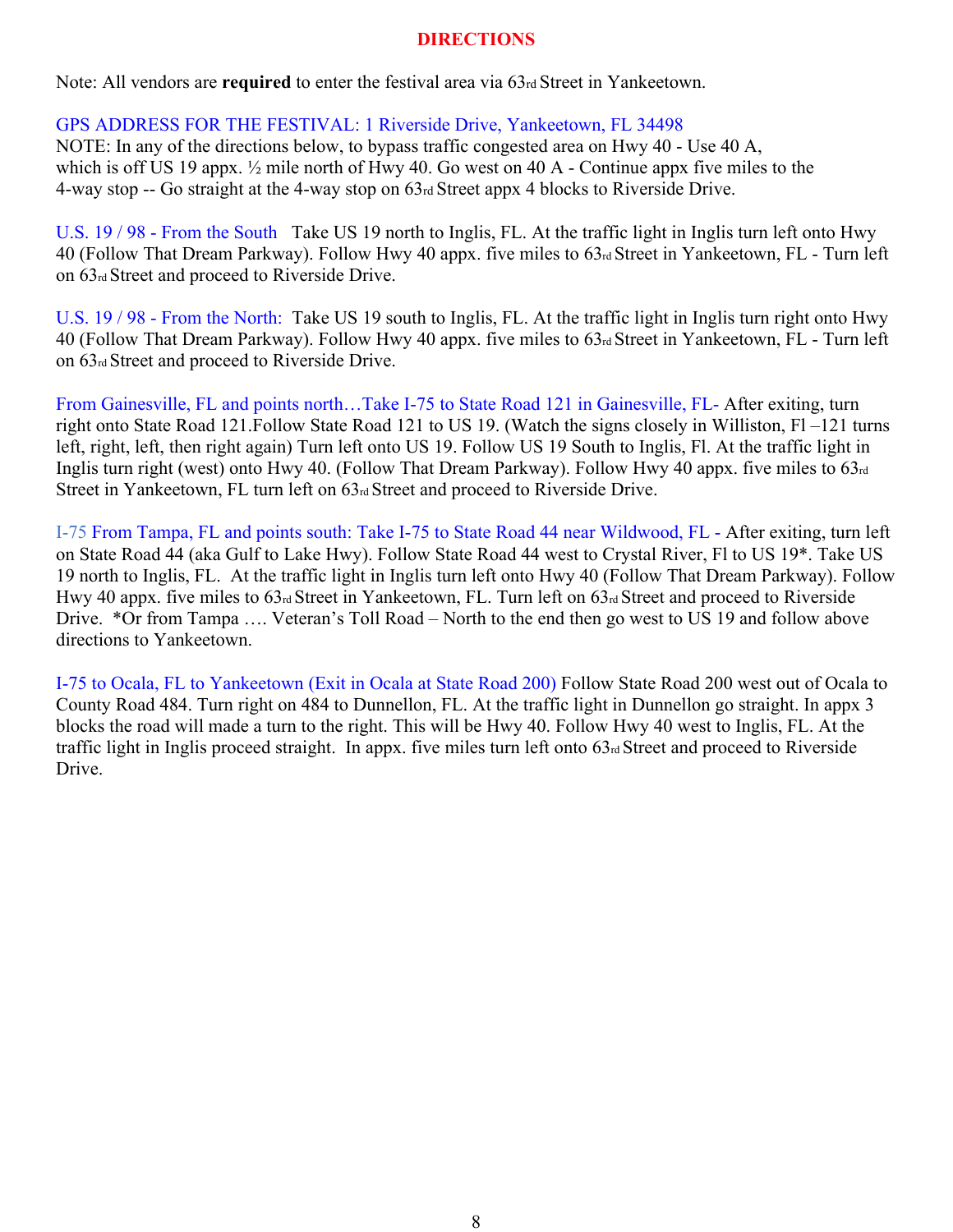# DIRECTIONS

Note: All vendors are **required** to enter the festival area via 63rd Street in Yankeetown.

GPS ADDRESS FOR THE FESTIVAL: 1 Riverside Drive, Yankeetown, FL 34498
NOTE: In any of the directions below, to bypass traffic congested area on Hwy 40 - Use 40 A, which is off US 19 appx. ½ mile north of Hwy 40. Go west on 40 A - Continue appx five miles to the 4-way stop -- Go straight at the 4-way stop on 63rd Street appx 4 blocks to Riverside Drive.

U.S. 19 / 98 - From the South Take US 19 north to Inglis, FL. At the traffic light in Inglis turn left onto Hwy 40 (Follow That Dream Parkway). Follow Hwy 40 appx. five miles to 63rd Street in Yankeetown, FL - Turn left on 63rd Street and proceed to Riverside Drive.

U.S. 19 / 98 - From the North: Take US 19 south to Inglis, FL. At the traffic light in Inglis turn right onto Hwy 40 (Follow That Dream Parkway). Follow Hwy 40 appx. five miles to 63rd Street in Yankeetown, FL - Turn left on 63rd Street and proceed to Riverside Drive.

From Gainesville, FL and points north…Take I-75 to State Road 121 in Gainesville, FL- After exiting, turn right onto State Road 121.Follow State Road 121 to US 19. (Watch the signs closely in Williston, Fl –121 turns left, right, left, then right again) Turn left onto US 19. Follow US 19 South to Inglis, Fl. At the traffic light in Inglis turn right (west) onto Hwy 40. (Follow That Dream Parkway). Follow Hwy 40 appx. five miles to 63rd Street in Yankeetown, FL turn left on 63rd Street and proceed to Riverside Drive.

I-75 From Tampa, FL and points south: Take I-75 to State Road 44 near Wildwood, FL - After exiting, turn left on State Road 44 (aka Gulf to Lake Hwy). Follow State Road 44 west to Crystal River, Fl to US 19*. Take US 19 north to Inglis, FL. At the traffic light in Inglis turn left onto Hwy 40 (Follow That Dream Parkway). Follow Hwy 40 appx. five miles to 63rd Street in Yankeetown, FL. Turn left on 63rd Street and proceed to Riverside Drive. *Or from Tampa …. Veteran's Toll Road – North to the end then go west to US 19 and follow above directions to Yankeetown.

I-75 to Ocala, FL to Yankeetown (Exit in Ocala at State Road 200) Follow State Road 200 west out of Ocala to County Road 484. Turn right on 484 to Dunnellon, FL. At the traffic light in Dunnellon go straight. In appx 3 blocks the road will made a turn to the right. This will be Hwy 40. Follow Hwy 40 west to Inglis, FL. At the traffic light in Inglis proceed straight. In appx. five miles turn left onto 63rd Street and proceed to Riverside Drive.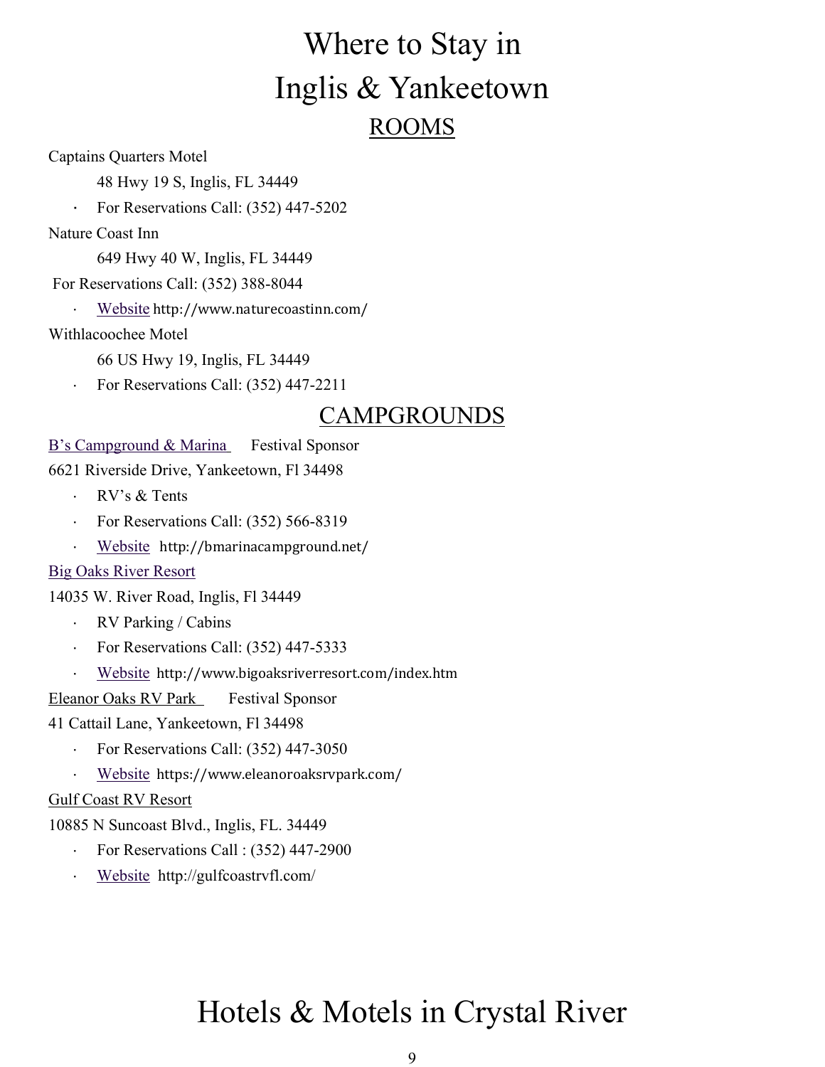# Where to Stay in Inglis & Yankeetown

## ROOMS

Captains Quarters Motel

48 Hwy 19 S, Inglis, FL 34449

- For Reservations Call: (352) 447-5202

Nature Coast Inn

649 Hwy 40 W, Inglis, FL 34449

For Reservations Call: (352) 388-8044

- Website http://www.naturecoastinn.com/

Withlacoochee Motel

66 US Hwy 19, Inglis, FL 34449

- For Reservations Call: (352) 447-2211

## CAMPGROUNDS

B's Campground & Marina Festival Sponsor

6621 Riverside Drive, Yankeetown, Fl 34498

- RV's & Tents
- For Reservations Call: (352) 566-8319
- Website http://bmarinacampground.net/

Big Oaks River Resort

14035 W. River Road, Inglis, Fl 34449

- RV Parking / Cabins
- For Reservations Call: (352) 447-5333
- Website http://www.bigoaksriverresort.com/index.htm

Eleanor Oaks RV Park Festival Sponsor

41 Cattail Lane, Yankeetown, Fl 34498

- For Reservations Call: (352) 447-3050
- Website https://www.eleanoroaksrvpark.com/

Gulf Coast RV Resort

10885 N Suncoast Blvd., Inglis, FL. 34449

- For Reservations Call : (352) 447-2900
- Website http://gulfcoastrvfl.com/

# Hotels & Motels in Crystal River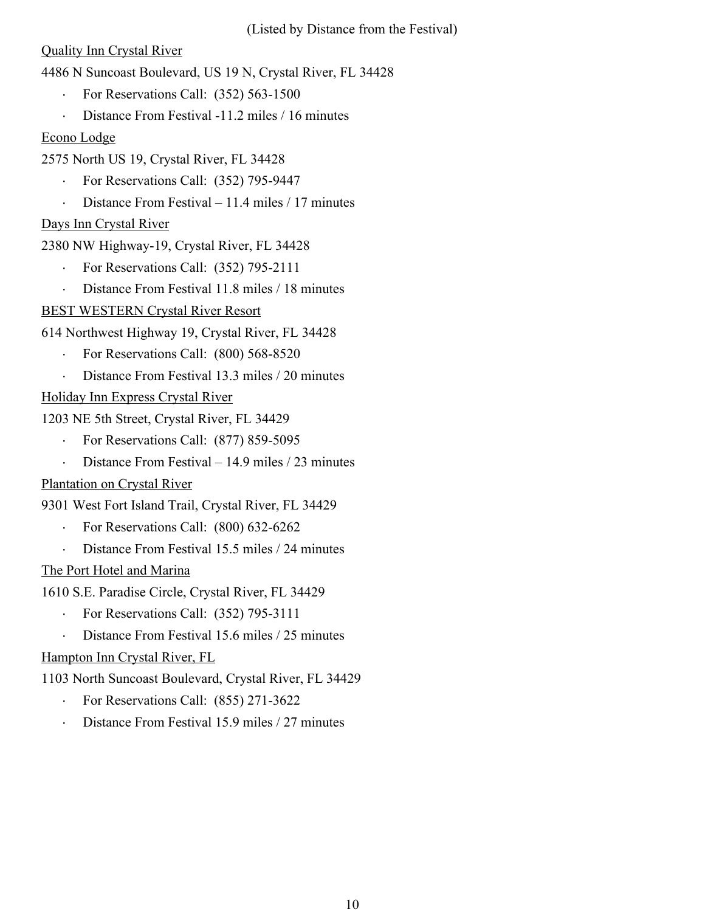(Listed by Distance from the Festival)

Quality Inn Crystal River

4486 N Suncoast Boulevard, US 19 N, Crystal River, FL 34428

- For Reservations Call:  (352) 563-1500
- Distance From Festival -11.2 miles / 16 minutes

Econo Lodge

2575 North US 19, Crystal River, FL 34428

- For Reservations Call:  (352) 795-9447
- Distance From Festival – 11.4 miles / 17 minutes

Days Inn Crystal River

2380 NW Highway-19, Crystal River, FL 34428

- For Reservations Call:  (352) 795-2111
- Distance From Festival 11.8 miles / 18 minutes

BEST WESTERN Crystal River Resort

614 Northwest Highway 19, Crystal River, FL 34428

- For Reservations Call:  (800) 568-8520
- Distance From Festival 13.3 miles / 20 minutes

Holiday Inn Express Crystal River

1203 NE 5th Street, Crystal River, FL 34429

- For Reservations Call:  (877) 859-5095
- Distance From Festival – 14.9 miles / 23 minutes

Plantation on Crystal River

9301 West Fort Island Trail, Crystal River, FL 34429

- For Reservations Call:  (800) 632-6262
- Distance From Festival 15.5 miles / 24 minutes

The Port Hotel and Marina

1610 S.E. Paradise Circle, Crystal River, FL 34429

- For Reservations Call:  (352) 795-3111
- Distance From Festival 15.6 miles / 25 minutes

Hampton Inn Crystal River, FL

1103 North Suncoast Boulevard, Crystal River, FL 34429

- For Reservations Call:  (855) 271-3622
- Distance From Festival 15.9 miles / 27 minutes